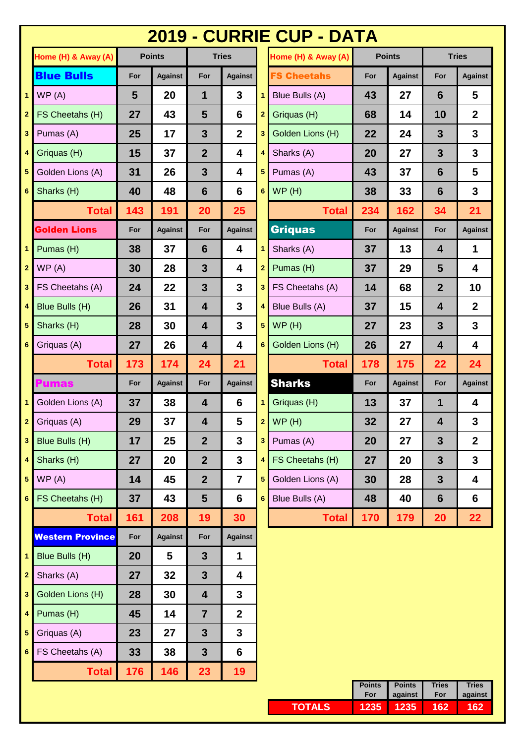# 2019 - CURRIE CUP - DATA

| | Home (H) & Away (A) | Points | | Tries | |
|---|---|---|---|---|---|
| | **Blue Bulls** | For | Against | For | Against |
| 1 | WP (A) | 5 | 20 | 1 | 3 |
| 2 | FS Cheetahs (H) | 27 | 43 | 5 | 6 |
| 3 | Pumas (A) | 25 | 17 | 3 | 2 |
| 4 | Griquas (H) | 15 | 37 | 2 | 4 |
| 5 | Golden Lions (A) | 31 | 26 | 3 | 4 |
| 6 | Sharks (H) | 40 | 48 | 6 | 6 |
| | **Total** | 143 | 191 | 20 | 25 |
| | **Golden Lions** | For | Against | For | Against |
| 1 | Pumas (H) | 38 | 37 | 6 | 4 |
| 2 | WP (A) | 30 | 28 | 3 | 4 |
| 3 | FS Cheetahs (A) | 24 | 22 | 3 | 3 |
| 4 | Blue Bulls (H) | 26 | 31 | 4 | 3 |
| 5 | Sharks (H) | 28 | 30 | 4 | 3 |
| 6 | Griquas (A) | 27 | 26 | 4 | 4 |
| | **Total** | 173 | 174 | 24 | 21 |
| | **Pumas** | For | Against | For | Against |
| 1 | Golden Lions (A) | 37 | 38 | 4 | 6 |
| 2 | Griquas (A) | 29 | 37 | 4 | 5 |
| 3 | Blue Bulls (H) | 17 | 25 | 2 | 3 |
| 4 | Sharks (H) | 27 | 20 | 2 | 3 |
| 5 | WP (A) | 14 | 45 | 2 | 7 |
| 6 | FS Cheetahs (H) | 37 | 43 | 5 | 6 |
| | **Total** | 161 | 208 | 19 | 30 |
| | **Western Province** | For | Against | For | Against |
| 1 | Blue Bulls (H) | 20 | 5 | 3 | 1 |
| 2 | Sharks (A) | 27 | 32 | 3 | 4 |
| 3 | Golden Lions (H) | 28 | 30 | 4 | 3 |
| 4 | Pumas (H) | 45 | 14 | 7 | 2 |
| 5 | Griquas (A) | 23 | 27 | 3 | 3 |
| 6 | FS Cheetahs (A) | 33 | 38 | 3 | 6 |
| | **Total** | 176 | 146 | 23 | 19 |

| | Home (H) & Away (A) | Points | | Tries | |
|---|---|---|---|---|---|
| | **FS Cheetahs** | For | Against | For | Against |
| 1 | Blue Bulls (A) | 43 | 27 | 6 | 5 |
| 2 | Griquas (H) | 68 | 14 | 10 | 2 |
| 3 | Golden Lions (H) | 22 | 24 | 3 | 3 |
| 4 | Sharks (A) | 20 | 27 | 3 | 3 |
| 5 | Pumas (A) | 43 | 37 | 6 | 5 |
| 6 | WP (H) | 38 | 33 | 6 | 3 |
| | **Total** | 234 | 162 | 34 | 21 |
| | **Griquas** | For | Against | For | Against |
| 1 | Sharks (A) | 37 | 13 | 4 | 1 |
| 2 | Pumas (H) | 37 | 29 | 5 | 4 |
| 3 | FS Cheetahs (A) | 14 | 68 | 2 | 10 |
| 4 | Blue Bulls (A) | 37 | 15 | 4 | 2 |
| 5 | WP (H) | 27 | 23 | 3 | 3 |
| 6 | Golden Lions (H) | 26 | 27 | 4 | 4 |
| | **Total** | 178 | 175 | 22 | 24 |
| | **Sharks** | For | Against | For | Against |
| 1 | Griquas (H) | 13 | 37 | 1 | 4 |
| 2 | WP (H) | 32 | 27 | 4 | 3 |
| 3 | Pumas (A) | 20 | 27 | 3 | 2 |
| 4 | FS Cheetahs (H) | 27 | 20 | 3 | 3 |
| 5 | Golden Lions (A) | 30 | 28 | 3 | 4 |
| 6 | Blue Bulls (A) | 48 | 40 | 6 | 6 |
| | **Total** | 170 | 179 | 20 | 22 |

| | Points For | Points against | Tries For | Tries against |
|---|---|---|---|---|
| **TOTALS** | 1235 | 1235 | 162 | 162 |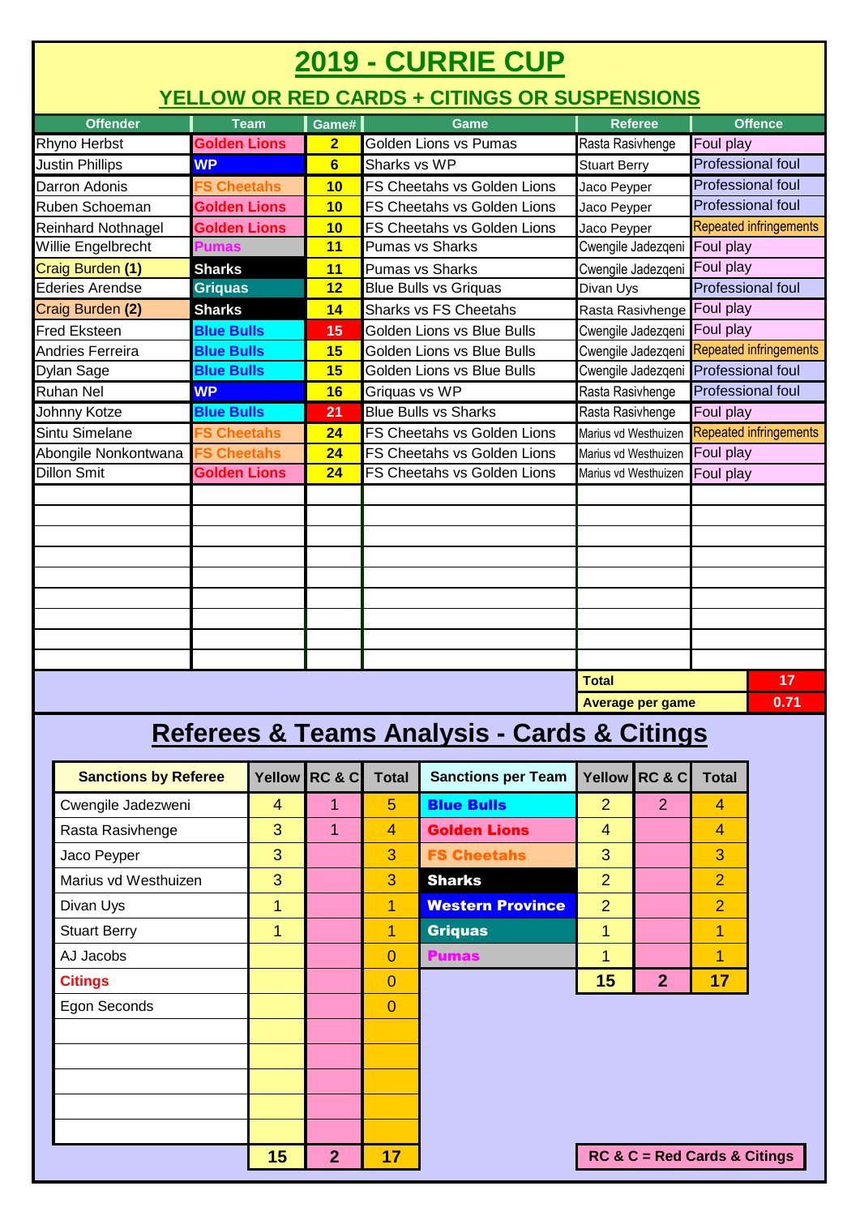# 2019 - CURRIE CUP

## YELLOW OR RED CARDS + CITINGS OR SUSPENSIONS

| Offender | Team | Game# | Game | Referee | Offence |
|---|---|---|---|---|---|
| Rhyno Herbst | Golden Lions | 2 | Golden Lions vs Pumas | Rasta Rasivhenge | Foul play |
| Justin Phillips | WP | 6 | Sharks vs WP | Stuart Berry | Professional foul |
| Darron Adonis | FS Cheetahs | 10 | FS Cheetahs vs Golden Lions | Jaco Peyper | Professional foul |
| Ruben Schoeman | Golden Lions | 10 | FS Cheetahs vs Golden Lions | Jaco Peyper | Professional foul |
| Reinhard Nothnagel | Golden Lions | 10 | FS Cheetahs vs Golden Lions | Jaco Peyper | Repeated infringements |
| Willie Engelbrecht | Pumas | 11 | Pumas vs Sharks | Cwengile Jadezqeni | Foul play |
| Craig Burden **(1)** | Sharks | 11 | Pumas vs Sharks | Cwengile Jadezqeni | Foul play |
| Ederies Arendse | Griquas | 12 | Blue Bulls vs Griquas | Divan Uys | Professional foul |
| Craig Burden **(2)** | Sharks | 14 | Sharks vs FS Cheetahs | Rasta Rasivhenge | Foul play |
| Fred Eksteen | Blue Bulls | 15 | Golden Lions vs Blue Bulls | Cwengile Jadezqeni | Foul play |
| Andries Ferreira | Blue Bulls | 15 | Golden Lions vs Blue Bulls | Cwengile Jadezqeni | Repeated infringements |
| Dylan Sage | Blue Bulls | 15 | Golden Lions vs Blue Bulls | Cwengile Jadezqeni | Professional foul |
| Ruhan Nel | WP | 16 | Griquas vs WP | Rasta Rasivhenge | Professional foul |
| Johnny Kotze | Blue Bulls | 21 | Blue Bulls vs Sharks | Rasta Rasivhenge | Foul play |
| Sintu Simelane | FS Cheetahs | 24 | FS Cheetahs vs Golden Lions | Marius vd Westhuizen | Repeated infringements |
| Abongile Nonkontwana | FS Cheetahs | 24 | FS Cheetahs vs Golden Lions | Marius vd Westhuizen | Foul play |
| Dillon Smit | Golden Lions | 24 | FS Cheetahs vs Golden Lions | Marius vd Westhuizen | Foul play |

**Total** 17

**Average per game** 0.71

## Referees & Teams Analysis - Cards & Citings

| Sanctions by Referee | Yellow | RC & C | Total |
|---|---|---|---|
| Cwengile Jadezweni | 4 | 1 | 5 |
| Rasta Rasivhenge | 3 | 1 | 4 |
| Jaco Peyper | 3 | | 3 |
| Marius vd Westhuizen | 3 | | 3 |
| Divan Uys | 1 | | 1 |
| Stuart Berry | 1 | | 1 |
| AJ Jacobs | | | 0 |
| Citings | | | 0 |
| Egon Seconds | | | 0 |
| | **15** | **2** | **17** |

| Sanctions per Team | Yellow | RC & C | Total |
|---|---|---|---|
| Blue Bulls | 2 | 2 | 4 |
| Golden Lions | 4 | | 4 |
| FS Cheetahs | 3 | | 3 |
| Sharks | 2 | | 2 |
| Western Province | 2 | | 2 |
| Griquas | 1 | | 1 |
| Pumas | 1 | | 1 |
| | **15** | **2** | **17** |

**RC & C = Red Cards & Citings**